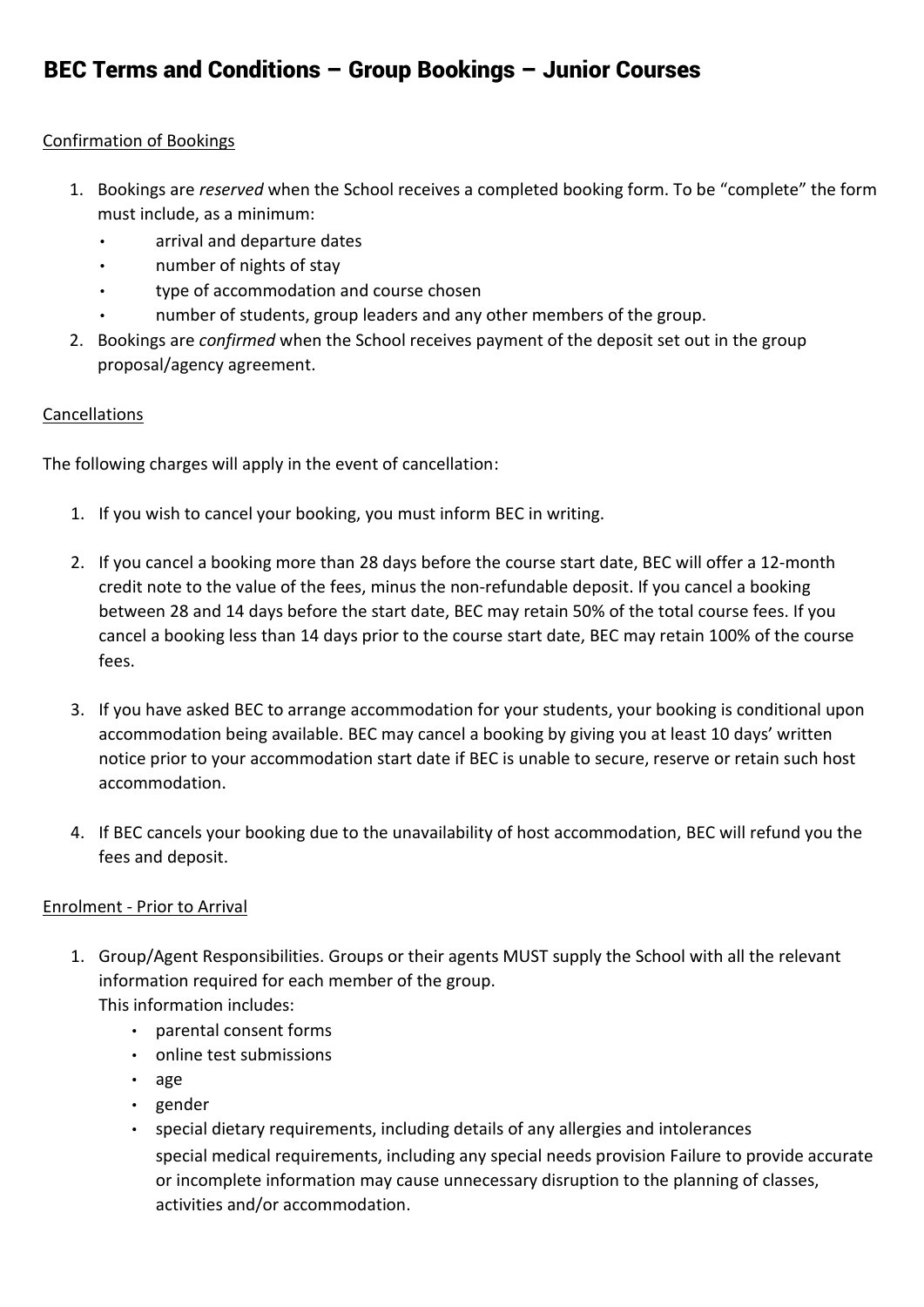# BEC Terms and Conditions – Group Bookings – Junior Courses

Confirmation of Bookings

1. Bookings are *reserved* when the School receives a completed booking form. To be "complete" the form must include, as a minimum:
   - arrival and departure dates
   - number of nights of stay
   - type of accommodation and course chosen
   - number of students, group leaders and any other members of the group.
2. Bookings are *confirmed* when the School receives payment of the deposit set out in the group proposal/agency agreement.

Cancellations

The following charges will apply in the event of cancellation:

1. If you wish to cancel your booking, you must inform BEC in writing.

2. If you cancel a booking more than 28 days before the course start date, BEC will offer a 12-month credit note to the value of the fees, minus the non-refundable deposit. If you cancel a booking between 28 and 14 days before the start date, BEC may retain 50% of the total course fees. If you cancel a booking less than 14 days prior to the course start date, BEC may retain 100% of the course fees.

3. If you have asked BEC to arrange accommodation for your students, your booking is conditional upon accommodation being available. BEC may cancel a booking by giving you at least 10 days' written notice prior to your accommodation start date if BEC is unable to secure, reserve or retain such host accommodation.

4. If BEC cancels your booking due to the unavailability of host accommodation, BEC will refund you the fees and deposit.

Enrolment - Prior to Arrival

1. Group/Agent Responsibilities. Groups or their agents MUST supply the School with all the relevant information required for each member of the group.
   This information includes:
   - parental consent forms
   - online test submissions
   - age
   - gender
   - special dietary requirements, including details of any allergies and intolerances
   
   special medical requirements, including any special needs provision Failure to provide accurate or incomplete information may cause unnecessary disruption to the planning of classes, activities and/or accommodation.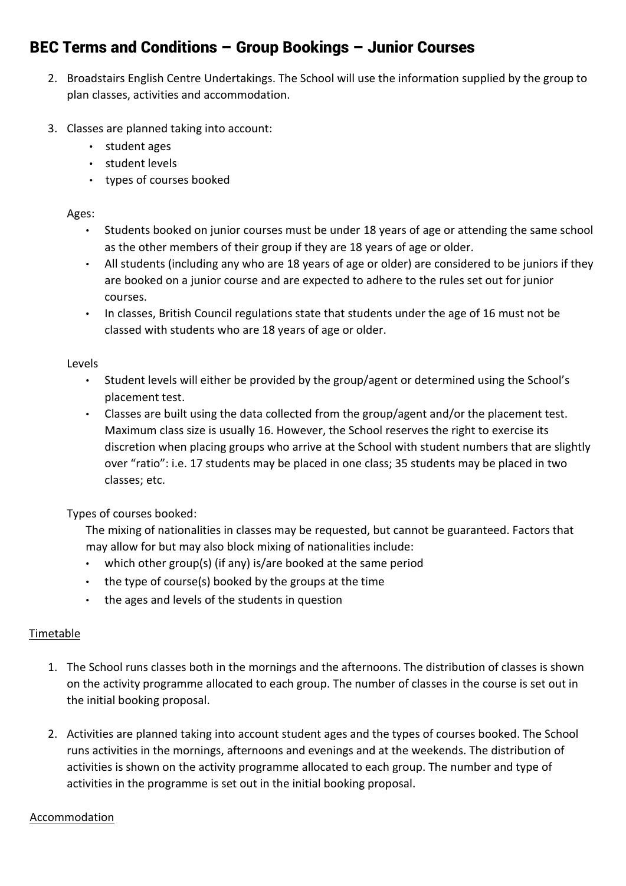# BEC Terms and Conditions – Group Bookings – Junior Courses

2. Broadstairs English Centre Undertakings. The School will use the information supplied by the group to plan classes, activities and accommodation.

3. Classes are planned taking into account:
   - student ages
   - student levels
   - types of courses booked

   Ages:
   - Students booked on junior courses must be under 18 years of age or attending the same school as the other members of their group if they are 18 years of age or older.
   - All students (including any who are 18 years of age or older) are considered to be juniors if they are booked on a junior course and are expected to adhere to the rules set out for junior courses.
   - In classes, British Council regulations state that students under the age of 16 must not be classed with students who are 18 years of age or older.

   Levels
   - Student levels will either be provided by the group/agent or determined using the School's placement test.
   - Classes are built using the data collected from the group/agent and/or the placement test. Maximum class size is usually 16. However, the School reserves the right to exercise its discretion when placing groups who arrive at the School with student numbers that are slightly over "ratio": i.e. 17 students may be placed in one class; 35 students may be placed in two classes; etc.

   Types of courses booked:

   The mixing of nationalities in classes may be requested, but cannot be guaranteed. Factors that may allow for but may also block mixing of nationalities include:
   - which other group(s) (if any) is/are booked at the same period
   - the type of course(s) booked by the groups at the time
   - the ages and levels of the students in question

<u>Timetable</u>

1. The School runs classes both in the mornings and the afternoons. The distribution of classes is shown on the activity programme allocated to each group. The number of classes in the course is set out in the initial booking proposal.

2. Activities are planned taking into account student ages and the types of courses booked. The School runs activities in the mornings, afternoons and evenings and at the weekends. The distribution of activities is shown on the activity programme allocated to each group. The number and type of activities in the programme is set out in the initial booking proposal.

<u>Accommodation</u>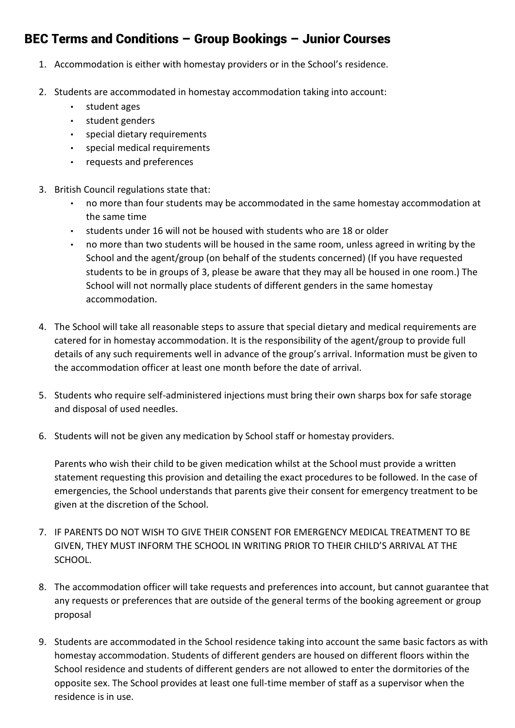## BEC Terms and Conditions – Group Bookings – Junior Courses

1. Accommodation is either with homestay providers or in the School's residence.

2. Students are accommodated in homestay accommodation taking into account:
   - student ages
   - student genders
   - special dietary requirements
   - special medical requirements
   - requests and preferences

3. British Council regulations state that:
   - no more than four students may be accommodated in the same homestay accommodation at the same time
   - students under 16 will not be housed with students who are 18 or older
   - no more than two students will be housed in the same room, unless agreed in writing by the School and the agent/group (on behalf of the students concerned) (If you have requested students to be in groups of 3, please be aware that they may all be housed in one room.) The School will not normally place students of different genders in the same homestay accommodation.

4. The School will take all reasonable steps to assure that special dietary and medical requirements are catered for in homestay accommodation. It is the responsibility of the agent/group to provide full details of any such requirements well in advance of the group's arrival. Information must be given to the accommodation officer at least one month before the date of arrival.

5. Students who require self-administered injections must bring their own sharps box for safe storage and disposal of used needles.

6. Students will not be given any medication by School staff or homestay providers.

   Parents who wish their child to be given medication whilst at the School must provide a written statement requesting this provision and detailing the exact procedures to be followed. In the case of emergencies, the School understands that parents give their consent for emergency treatment to be given at the discretion of the School.

7. IF PARENTS DO NOT WISH TO GIVE THEIR CONSENT FOR EMERGENCY MEDICAL TREATMENT TO BE GIVEN, THEY MUST INFORM THE SCHOOL IN WRITING PRIOR TO THEIR CHILD'S ARRIVAL AT THE SCHOOL.

8. The accommodation officer will take requests and preferences into account, but cannot guarantee that any requests or preferences that are outside of the general terms of the booking agreement or group proposal

9. Students are accommodated in the School residence taking into account the same basic factors as with homestay accommodation. Students of different genders are housed on different floors within the School residence and students of different genders are not allowed to enter the dormitories of the opposite sex. The School provides at least one full-time member of staff as a supervisor when the residence is in use.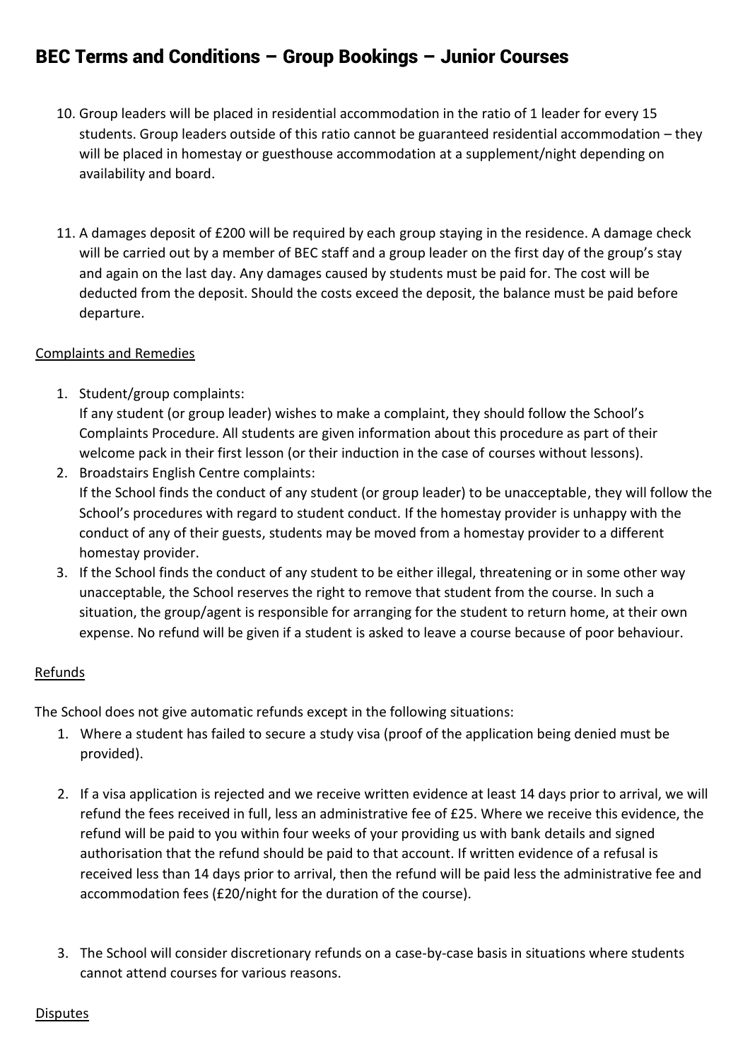# BEC Terms and Conditions – Group Bookings – Junior Courses

10. Group leaders will be placed in residential accommodation in the ratio of 1 leader for every 15 students. Group leaders outside of this ratio cannot be guaranteed residential accommodation – they will be placed in homestay or guesthouse accommodation at a supplement/night depending on availability and board.

11. A damages deposit of £200 will be required by each group staying in the residence. A damage check will be carried out by a member of BEC staff and a group leader on the first day of the group's stay and again on the last day. Any damages caused by students must be paid for. The cost will be deducted from the deposit. Should the costs exceed the deposit, the balance must be paid before departure.

<u>Complaints and Remedies</u>

1. Student/group complaints:
   If any student (or group leader) wishes to make a complaint, they should follow the School's Complaints Procedure. All students are given information about this procedure as part of their welcome pack in their first lesson (or their induction in the case of courses without lessons).
2. Broadstairs English Centre complaints:
   If the School finds the conduct of any student (or group leader) to be unacceptable, they will follow the School's procedures with regard to student conduct. If the homestay provider is unhappy with the conduct of any of their guests, students may be moved from a homestay provider to a different homestay provider.
3. If the School finds the conduct of any student to be either illegal, threatening or in some other way unacceptable, the School reserves the right to remove that student from the course. In such a situation, the group/agent is responsible for arranging for the student to return home, at their own expense. No refund will be given if a student is asked to leave a course because of poor behaviour.

<u>Refunds</u>

The School does not give automatic refunds except in the following situations:

1. Where a student has failed to secure a study visa (proof of the application being denied must be provided).

2. If a visa application is rejected and we receive written evidence at least 14 days prior to arrival, we will refund the fees received in full, less an administrative fee of £25. Where we receive this evidence, the refund will be paid to you within four weeks of your providing us with bank details and signed authorisation that the refund should be paid to that account. If written evidence of a refusal is received less than 14 days prior to arrival, then the refund will be paid less the administrative fee and accommodation fees (£20/night for the duration of the course).

3. The School will consider discretionary refunds on a case-by-case basis in situations where students cannot attend courses for various reasons.

<u>Disputes</u>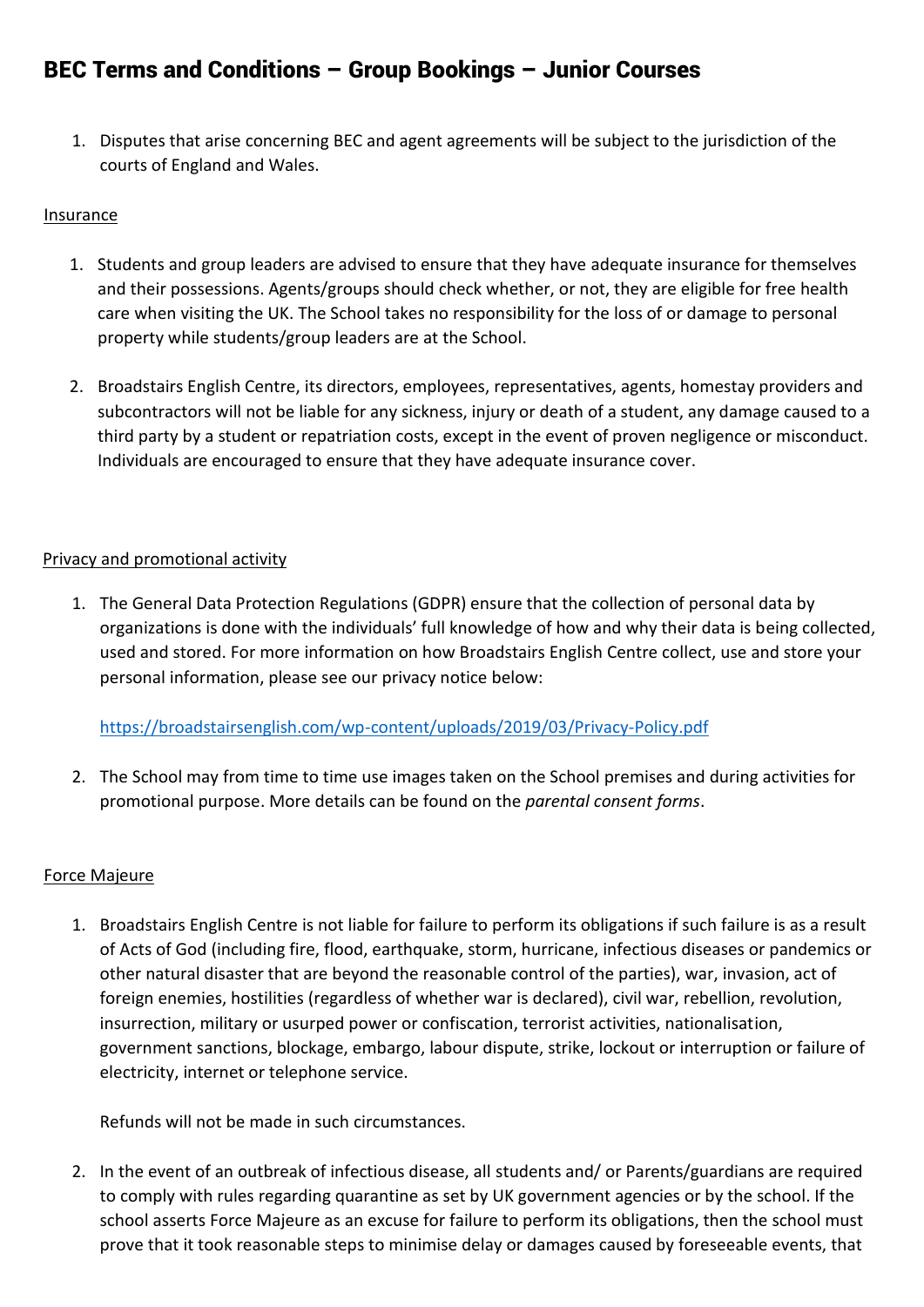## BEC Terms and Conditions – Group Bookings – Junior Courses

1. Disputes that arise concerning BEC and agent agreements will be subject to the jurisdiction of the courts of England and Wales.

Insurance

1. Students and group leaders are advised to ensure that they have adequate insurance for themselves and their possessions. Agents/groups should check whether, or not, they are eligible for free health care when visiting the UK. The School takes no responsibility for the loss of or damage to personal property while students/group leaders are at the School.

2. Broadstairs English Centre, its directors, employees, representatives, agents, homestay providers and subcontractors will not be liable for any sickness, injury or death of a student, any damage caused to a third party by a student or repatriation costs, except in the event of proven negligence or misconduct. Individuals are encouraged to ensure that they have adequate insurance cover.

Privacy and promotional activity

1. The General Data Protection Regulations (GDPR) ensure that the collection of personal data by organizations is done with the individuals' full knowledge of how and why their data is being collected, used and stored. For more information on how Broadstairs English Centre collect, use and store your personal information, please see our privacy notice below:

   https://broadstairsenglish.com/wp-content/uploads/2019/03/Privacy-Policy.pdf

2. The School may from time to time use images taken on the School premises and during activities for promotional purpose. More details can be found on the *parental consent forms*.

Force Majeure

1. Broadstairs English Centre is not liable for failure to perform its obligations if such failure is as a result of Acts of God (including fire, flood, earthquake, storm, hurricane, infectious diseases or pandemics or other natural disaster that are beyond the reasonable control of the parties), war, invasion, act of foreign enemies, hostilities (regardless of whether war is declared), civil war, rebellion, revolution, insurrection, military or usurped power or confiscation, terrorist activities, nationalisation, government sanctions, blockage, embargo, labour dispute, strike, lockout or interruption or failure of electricity, internet or telephone service.

   Refunds will not be made in such circumstances.

2. In the event of an outbreak of infectious disease, all students and/ or Parents/guardians are required to comply with rules regarding quarantine as set by UK government agencies or by the school. If the school asserts Force Majeure as an excuse for failure to perform its obligations, then the school must prove that it took reasonable steps to minimise delay or damages caused by foreseeable events, that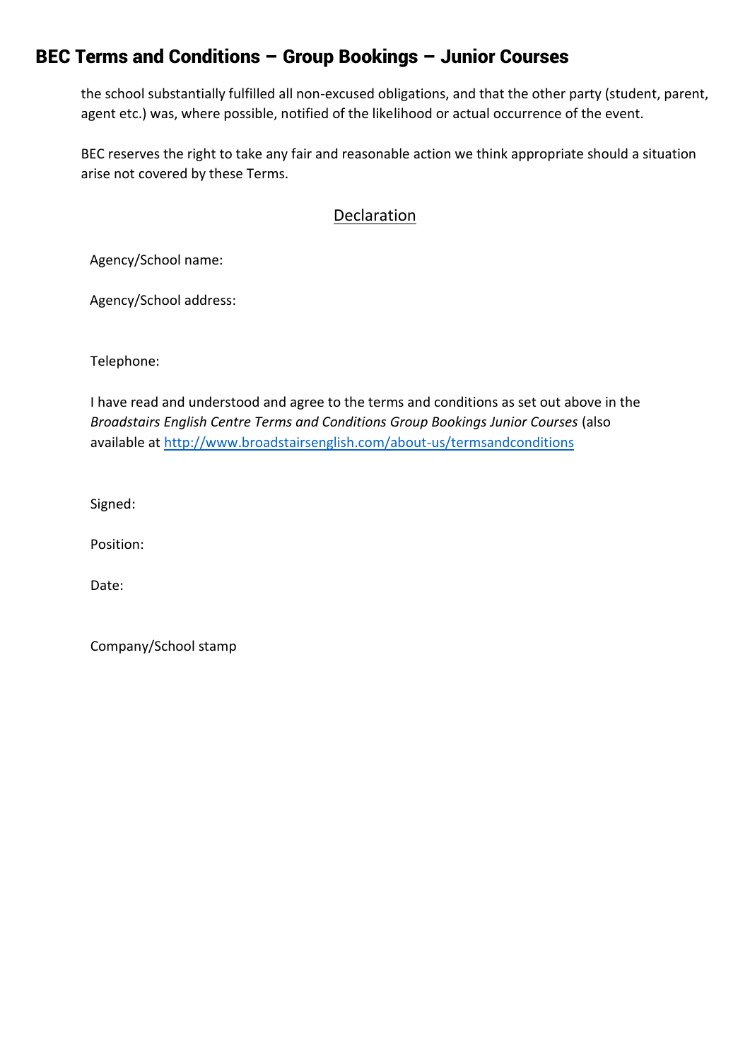the school substantially fulfilled all non-excused obligations, and that the other party (student, parent, agent etc.) was, where possible, notified of the likelihood or actual occurrence of the event.

BEC reserves the right to take any fair and reasonable action we think appropriate should a situation arise not covered by these Terms.

## Declaration

Agency/School name:

Agency/School address:

Telephone:

I have read and understood and agree to the terms and conditions as set out above in the *Broadstairs English Centre Terms and Conditions Group Bookings Junior Courses* (also available at http://www.broadstairsenglish.com/about-us/termsandconditions

Signed:

Position:

Date:

Company/School stamp